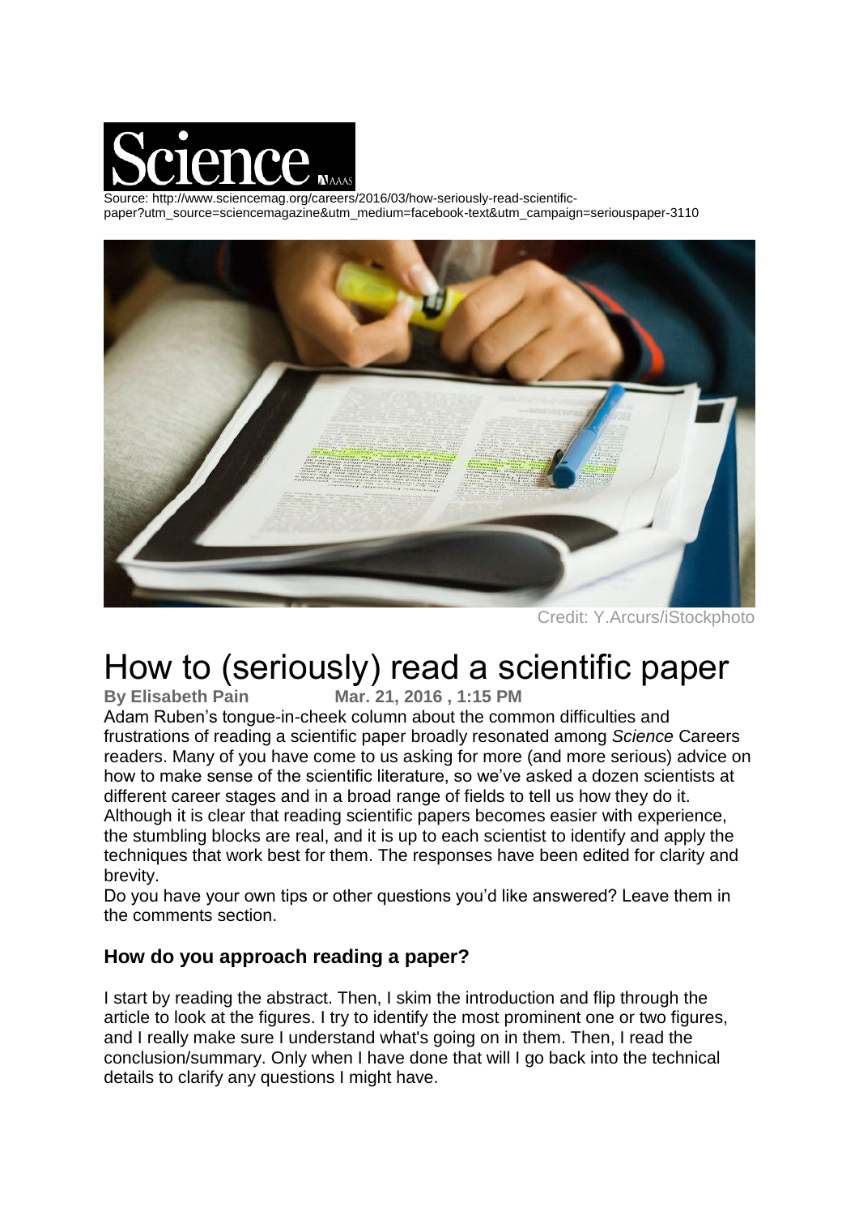Source: http://www.sciencemag.org/careers/2016/03/how-seriously-read-scientific-paper?utm_source=sciencemagazine&utm_medium=facebook-text&utm_campaign=seriouspaper-3110

Credit: Y.Arcurs/iStockphoto

# How to (seriously) read a scientific paper

**By Elisabeth Pain** **Mar. 21, 2016 , 1:15 PM**

Adam Ruben's tongue-in-cheek column about the common difficulties and frustrations of reading a scientific paper broadly resonated among *Science* Careers readers. Many of you have come to us asking for more (and more serious) advice on how to make sense of the scientific literature, so we've asked a dozen scientists at different career stages and in a broad range of fields to tell us how they do it. Although it is clear that reading scientific papers becomes easier with experience, the stumbling blocks are real, and it is up to each scientist to identify and apply the techniques that work best for them. The responses have been edited for clarity and brevity.

Do you have your own tips or other questions you'd like answered? Leave them in the comments section.

### How do you approach reading a paper?

I start by reading the abstract. Then, I skim the introduction and flip through the article to look at the figures. I try to identify the most prominent one or two figures, and I really make sure I understand what's going on in them. Then, I read the conclusion/summary. Only when I have done that will I go back into the technical details to clarify any questions I might have.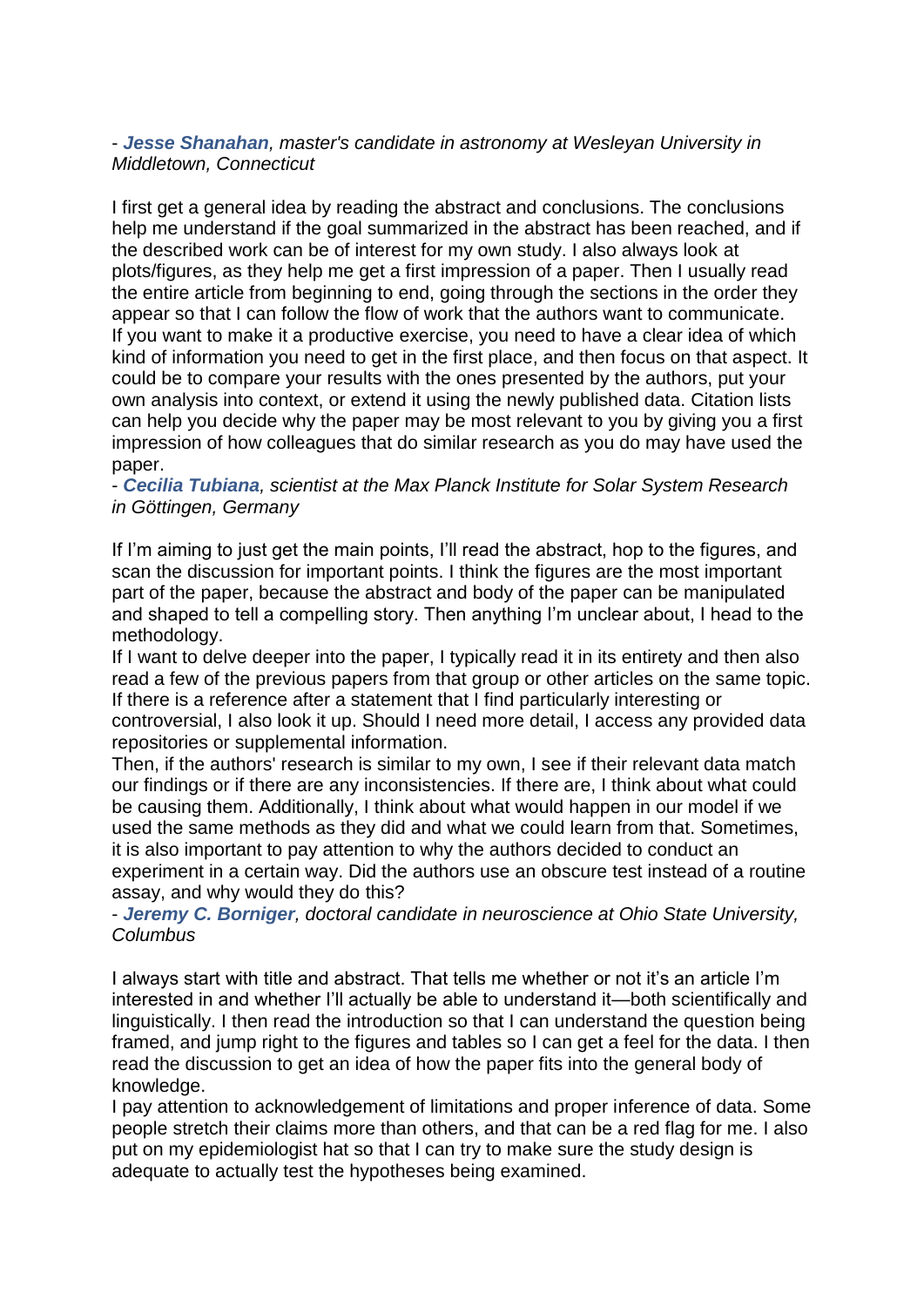- ***Jesse Shanahan****, master's candidate in astronomy at Wesleyan University in Middletown, Connecticut*

I first get a general idea by reading the abstract and conclusions. The conclusions help me understand if the goal summarized in the abstract has been reached, and if the described work can be of interest for my own study. I also always look at plots/figures, as they help me get a first impression of a paper. Then I usually read the entire article from beginning to end, going through the sections in the order they appear so that I can follow the flow of work that the authors want to communicate. If you want to make it a productive exercise, you need to have a clear idea of which kind of information you need to get in the first place, and then focus on that aspect. It could be to compare your results with the ones presented by the authors, put your own analysis into context, or extend it using the newly published data. Citation lists can help you decide why the paper may be most relevant to you by giving you a first impression of how colleagues that do similar research as you do may have used the paper.

- ***Cecilia Tubiana****, scientist at the Max Planck Institute for Solar System Research in Göttingen, Germany*

If I'm aiming to just get the main points, I'll read the abstract, hop to the figures, and scan the discussion for important points. I think the figures are the most important part of the paper, because the abstract and body of the paper can be manipulated and shaped to tell a compelling story. Then anything I'm unclear about, I head to the methodology.

If I want to delve deeper into the paper, I typically read it in its entirety and then also read a few of the previous papers from that group or other articles on the same topic. If there is a reference after a statement that I find particularly interesting or controversial, I also look it up. Should I need more detail, I access any provided data repositories or supplemental information.

Then, if the authors' research is similar to my own, I see if their relevant data match our findings or if there are any inconsistencies. If there are, I think about what could be causing them. Additionally, I think about what would happen in our model if we used the same methods as they did and what we could learn from that. Sometimes, it is also important to pay attention to why the authors decided to conduct an experiment in a certain way. Did the authors use an obscure test instead of a routine assay, and why would they do this?

- ***Jeremy C. Borniger****, doctoral candidate in neuroscience at Ohio State University, Columbus*

I always start with title and abstract. That tells me whether or not it's an article I'm interested in and whether I'll actually be able to understand it—both scientifically and linguistically. I then read the introduction so that I can understand the question being framed, and jump right to the figures and tables so I can get a feel for the data. I then read the discussion to get an idea of how the paper fits into the general body of knowledge.

I pay attention to acknowledgement of limitations and proper inference of data. Some people stretch their claims more than others, and that can be a red flag for me. I also put on my epidemiologist hat so that I can try to make sure the study design is adequate to actually test the hypotheses being examined.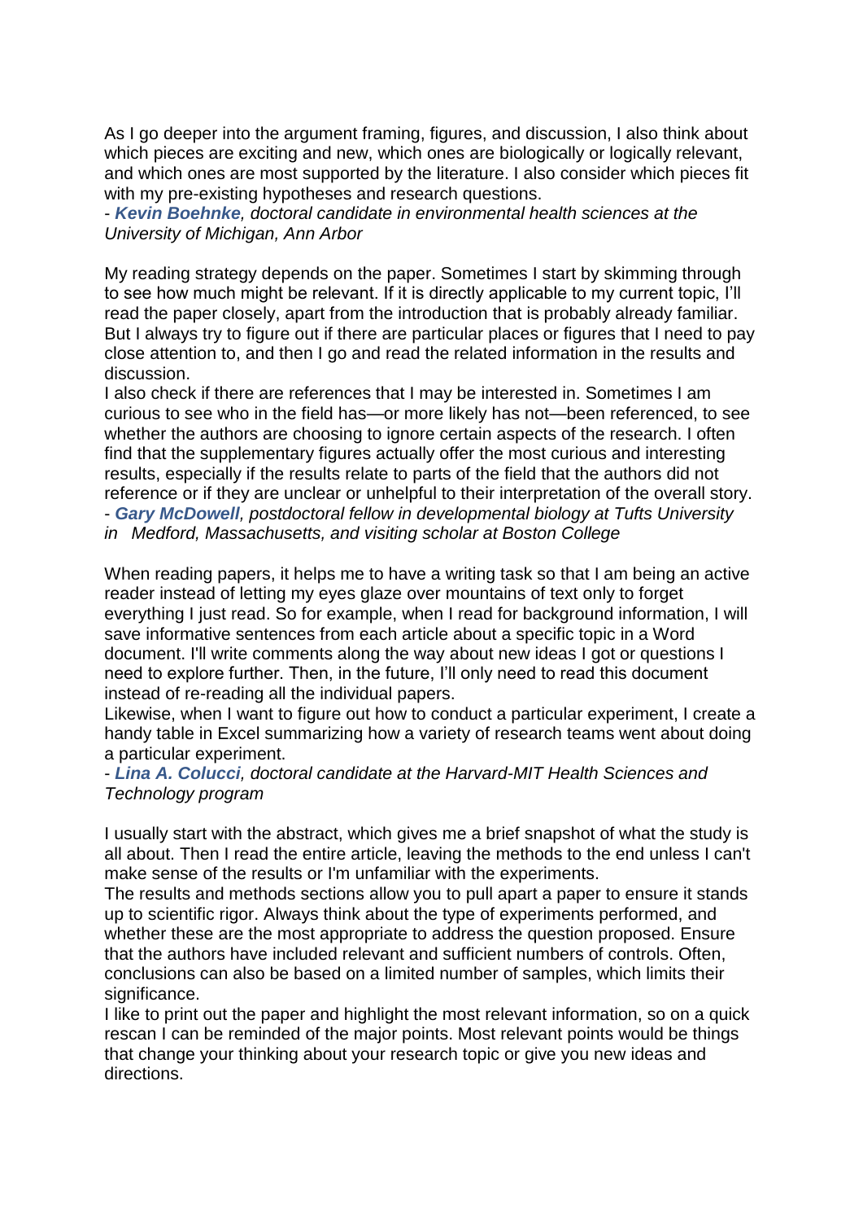As I go deeper into the argument framing, figures, and discussion, I also think about which pieces are exciting and new, which ones are biologically or logically relevant, and which ones are most supported by the literature. I also consider which pieces fit with my pre-existing hypotheses and research questions.

- ***Kevin Boehnke****, doctoral candidate in environmental health sciences at the University of Michigan, Ann Arbor*

My reading strategy depends on the paper. Sometimes I start by skimming through to see how much might be relevant. If it is directly applicable to my current topic, I'll read the paper closely, apart from the introduction that is probably already familiar. But I always try to figure out if there are particular places or figures that I need to pay close attention to, and then I go and read the related information in the results and discussion.

I also check if there are references that I may be interested in. Sometimes I am curious to see who in the field has—or more likely has not—been referenced, to see whether the authors are choosing to ignore certain aspects of the research. I often find that the supplementary figures actually offer the most curious and interesting results, especially if the results relate to parts of the field that the authors did not reference or if they are unclear or unhelpful to their interpretation of the overall story.

- ***Gary McDowell****, postdoctoral fellow in developmental biology at Tufts University in Medford, Massachusetts, and visiting scholar at Boston College*

When reading papers, it helps me to have a writing task so that I am being an active reader instead of letting my eyes glaze over mountains of text only to forget everything I just read. So for example, when I read for background information, I will save informative sentences from each article about a specific topic in a Word document. I'll write comments along the way about new ideas I got or questions I need to explore further. Then, in the future, I'll only need to read this document instead of re-reading all the individual papers.

Likewise, when I want to figure out how to conduct a particular experiment, I create a handy table in Excel summarizing how a variety of research teams went about doing a particular experiment.

- ***Lina A. Colucci****, doctoral candidate at the Harvard-MIT Health Sciences and Technology program*

I usually start with the abstract, which gives me a brief snapshot of what the study is all about. Then I read the entire article, leaving the methods to the end unless I can't make sense of the results or I'm unfamiliar with the experiments.

The results and methods sections allow you to pull apart a paper to ensure it stands up to scientific rigor. Always think about the type of experiments performed, and whether these are the most appropriate to address the question proposed. Ensure that the authors have included relevant and sufficient numbers of controls. Often, conclusions can also be based on a limited number of samples, which limits their significance.

I like to print out the paper and highlight the most relevant information, so on a quick rescan I can be reminded of the major points. Most relevant points would be things that change your thinking about your research topic or give you new ideas and directions.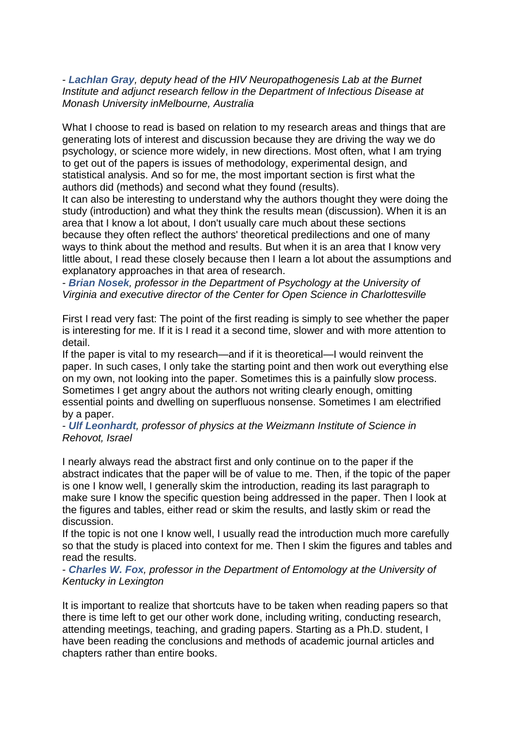- ***Lachlan Gray**, deputy head of the HIV Neuropathogenesis Lab at the Burnet Institute and adjunct research fellow in the Department of Infectious Disease at Monash University inMelbourne, Australia*

What I choose to read is based on relation to my research areas and things that are generating lots of interest and discussion because they are driving the way we do psychology, or science more widely, in new directions. Most often, what I am trying to get out of the papers is issues of methodology, experimental design, and statistical analysis. And so for me, the most important section is first what the authors did (methods) and second what they found (results).
It can also be interesting to understand why the authors thought they were doing the study (introduction) and what they think the results mean (discussion). When it is an area that I know a lot about, I don't usually care much about these sections because they often reflect the authors' theoretical predilections and one of many ways to think about the method and results. But when it is an area that I know very little about, I read these closely because then I learn a lot about the assumptions and explanatory approaches in that area of research.
- ***Brian Nosek**, professor in the Department of Psychology at the University of Virginia and executive director of the Center for Open Science in Charlottesville*

First I read very fast: The point of the first reading is simply to see whether the paper is interesting for me. If it is I read it a second time, slower and with more attention to detail.
If the paper is vital to my research—and if it is theoretical—I would reinvent the paper. In such cases, I only take the starting point and then work out everything else on my own, not looking into the paper. Sometimes this is a painfully slow process. Sometimes I get angry about the authors not writing clearly enough, omitting essential points and dwelling on superfluous nonsense. Sometimes I am electrified by a paper.
- ***Ulf Leonhardt**, professor of physics at the Weizmann Institute of Science in Rehovot, Israel*

I nearly always read the abstract first and only continue on to the paper if the abstract indicates that the paper will be of value to me. Then, if the topic of the paper is one I know well, I generally skim the introduction, reading its last paragraph to make sure I know the specific question being addressed in the paper. Then I look at the figures and tables, either read or skim the results, and lastly skim or read the discussion.
If the topic is not one I know well, I usually read the introduction much more carefully so that the study is placed into context for me. Then I skim the figures and tables and read the results.
- ***Charles W. Fox**, professor in the Department of Entomology at the University of Kentucky in Lexington*

It is important to realize that shortcuts have to be taken when reading papers so that there is time left to get our other work done, including writing, conducting research, attending meetings, teaching, and grading papers. Starting as a Ph.D. student, I have been reading the conclusions and methods of academic journal articles and chapters rather than entire books.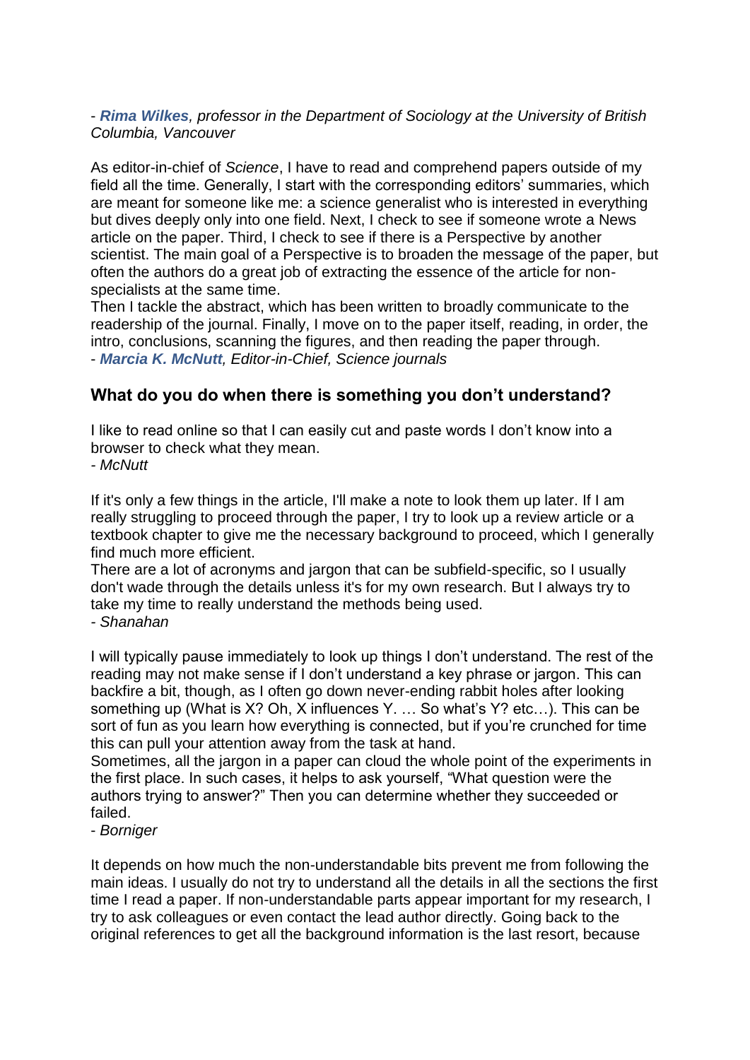- ***Rima Wilkes***, *professor in the Department of Sociology at the University of British Columbia, Vancouver*

As editor-in-chief of *Science*, I have to read and comprehend papers outside of my field all the time. Generally, I start with the corresponding editors' summaries, which are meant for someone like me: a science generalist who is interested in everything but dives deeply only into one field. Next, I check to see if someone wrote a News article on the paper. Third, I check to see if there is a Perspective by another scientist. The main goal of a Perspective is to broaden the message of the paper, but often the authors do a great job of extracting the essence of the article for non-specialists at the same time.
Then I tackle the abstract, which has been written to broadly communicate to the readership of the journal. Finally, I move on to the paper itself, reading, in order, the intro, conclusions, scanning the figures, and then reading the paper through.
- ***Marcia K. McNutt***, *Editor-in-Chief, Science journals*

## What do you do when there is something you don't understand?

I like to read online so that I can easily cut and paste words I don't know into a browser to check what they mean.
- *McNutt*

If it's only a few things in the article, I'll make a note to look them up later. If I am really struggling to proceed through the paper, I try to look up a review article or a textbook chapter to give me the necessary background to proceed, which I generally find much more efficient.
There are a lot of acronyms and jargon that can be subfield-specific, so I usually don't wade through the details unless it's for my own research. But I always try to take my time to really understand the methods being used.
- *Shanahan*

I will typically pause immediately to look up things I don't understand. The rest of the reading may not make sense if I don't understand a key phrase or jargon. This can backfire a bit, though, as I often go down never-ending rabbit holes after looking something up (What is X? Oh, X influences Y. … So what's Y? etc…). This can be sort of fun as you learn how everything is connected, but if you're crunched for time this can pull your attention away from the task at hand.
Sometimes, all the jargon in a paper can cloud the whole point of the experiments in the first place. In such cases, it helps to ask yourself, "What question were the authors trying to answer?" Then you can determine whether they succeeded or failed.
- *Borniger*

It depends on how much the non-understandable bits prevent me from following the main ideas. I usually do not try to understand all the details in all the sections the first time I read a paper. If non-understandable parts appear important for my research, I try to ask colleagues or even contact the lead author directly. Going back to the original references to get all the background information is the last resort, because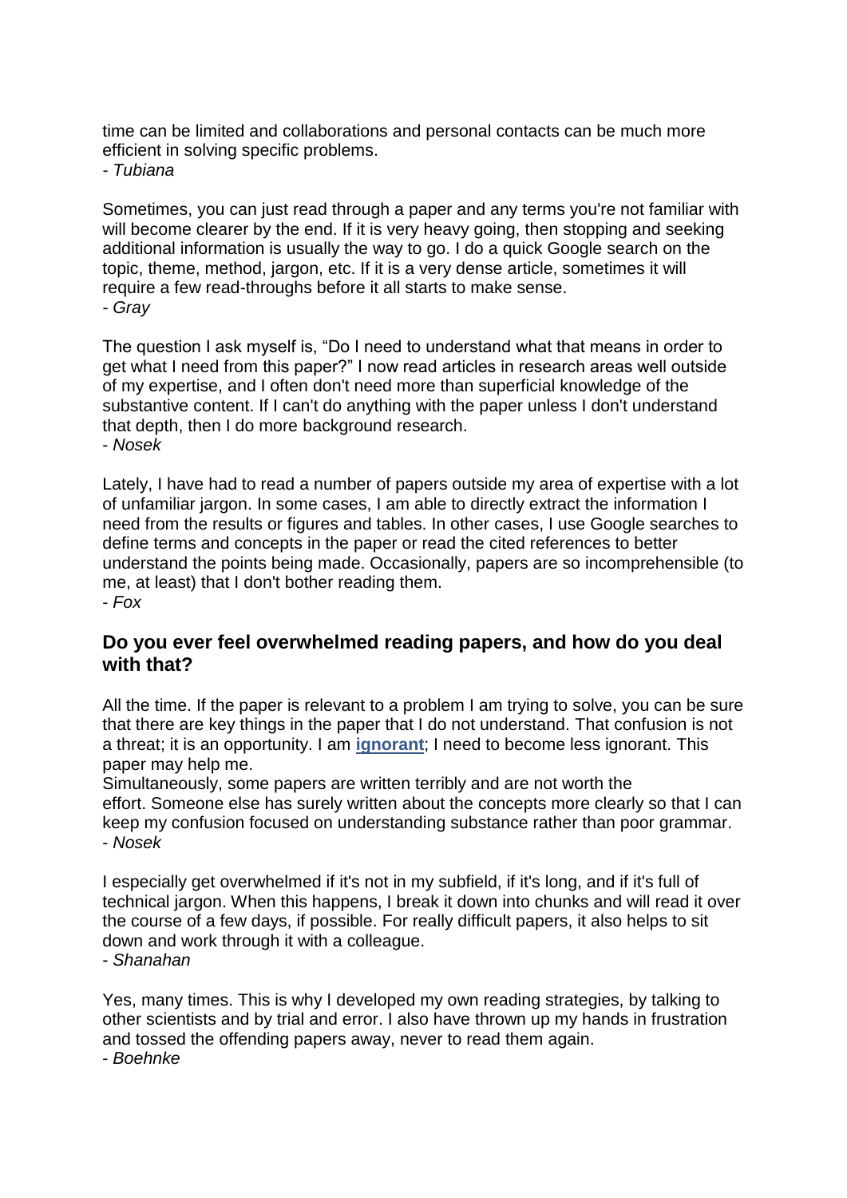time can be limited and collaborations and personal contacts can be much more efficient in solving specific problems.
*- Tubiana*

Sometimes, you can just read through a paper and any terms you're not familiar with will become clearer by the end. If it is very heavy going, then stopping and seeking additional information is usually the way to go. I do a quick Google search on the topic, theme, method, jargon, etc. If it is a very dense article, sometimes it will require a few read-throughs before it all starts to make sense.
*- Gray*

The question I ask myself is, "Do I need to understand what that means in order to get what I need from this paper?" I now read articles in research areas well outside of my expertise, and I often don't need more than superficial knowledge of the substantive content. If I can't do anything with the paper unless I don't understand that depth, then I do more background research.
*- Nosek*

Lately, I have had to read a number of papers outside my area of expertise with a lot of unfamiliar jargon. In some cases, I am able to directly extract the information I need from the results or figures and tables. In other cases, I use Google searches to define terms and concepts in the paper or read the cited references to better understand the points being made. Occasionally, papers are so incomprehensible (to me, at least) that I don't bother reading them.
*- Fox*

### Do you ever feel overwhelmed reading papers, and how do you deal with that?

All the time. If the paper is relevant to a problem I am trying to solve, you can be sure that there are key things in the paper that I do not understand. That confusion is not a threat; it is an opportunity. I am **ignorant**; I need to become less ignorant. This paper may help me.
Simultaneously, some papers are written terribly and are not worth the effort. Someone else has surely written about the concepts more clearly so that I can keep my confusion focused on understanding substance rather than poor grammar.
*- Nosek*

I especially get overwhelmed if it's not in my subfield, if it's long, and if it's full of technical jargon. When this happens, I break it down into chunks and will read it over the course of a few days, if possible. For really difficult papers, it also helps to sit down and work through it with a colleague.
*- Shanahan*

Yes, many times. This is why I developed my own reading strategies, by talking to other scientists and by trial and error. I also have thrown up my hands in frustration and tossed the offending papers away, never to read them again.
*- Boehnke*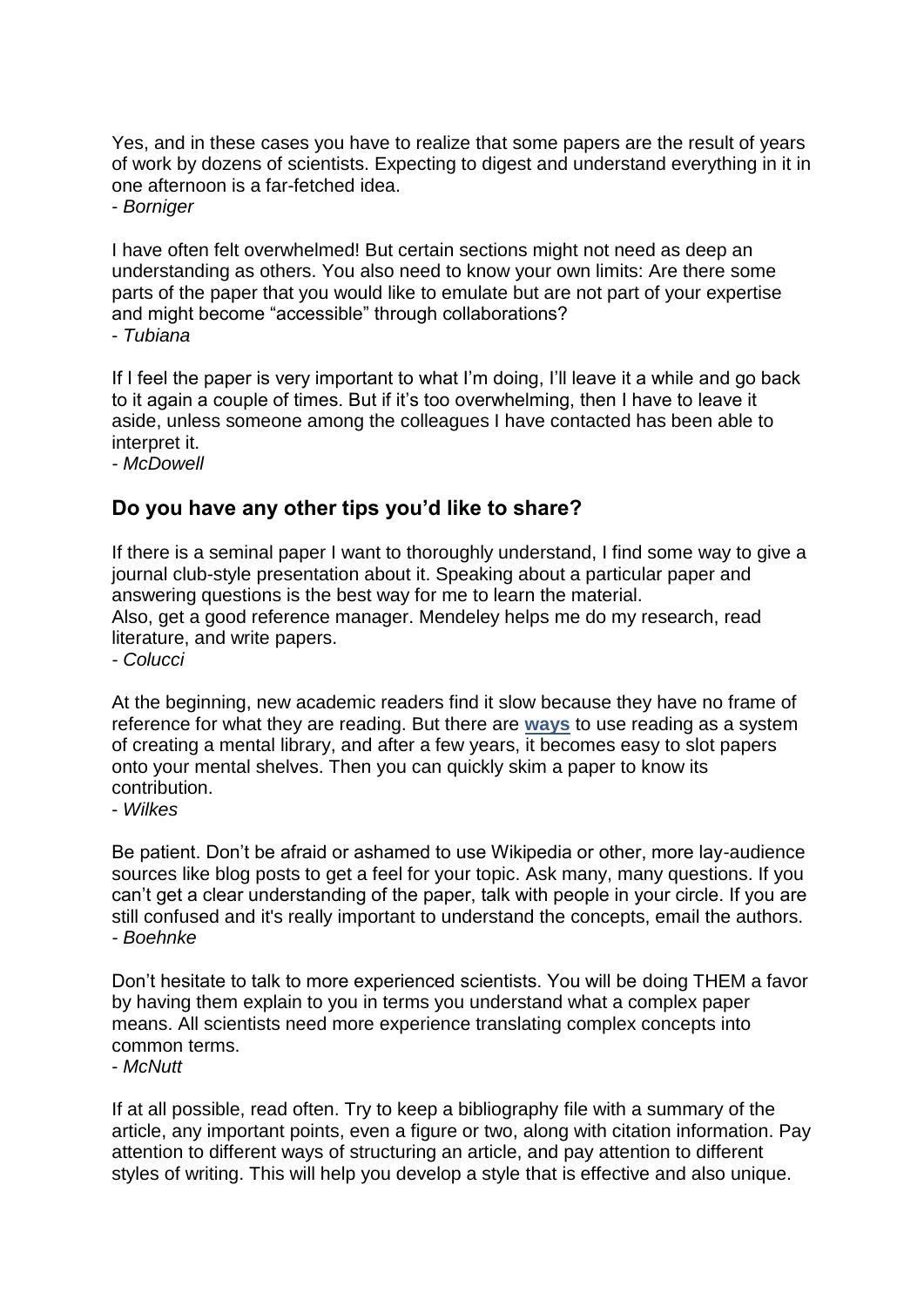Yes, and in these cases you have to realize that some papers are the result of years of work by dozens of scientists. Expecting to digest and understand everything in it in one afternoon is a far-fetched idea.

*- Borniger*

I have often felt overwhelmed! But certain sections might not need as deep an understanding as others. You also need to know your own limits: Are there some parts of the paper that you would like to emulate but are not part of your expertise and might become "accessible" through collaborations?

*- Tubiana*

If I feel the paper is very important to what I'm doing, I'll leave it a while and go back to it again a couple of times. But if it's too overwhelming, then I have to leave it aside, unless someone among the colleagues I have contacted has been able to interpret it.

*- McDowell*

## Do you have any other tips you'd like to share?

If there is a seminal paper I want to thoroughly understand, I find some way to give a journal club-style presentation about it. Speaking about a particular paper and answering questions is the best way for me to learn the material.
Also, get a good reference manager. Mendeley helps me do my research, read literature, and write papers.

*- Colucci*

At the beginning, new academic readers find it slow because they have no frame of reference for what they are reading. But there are **ways** to use reading as a system of creating a mental library, and after a few years, it becomes easy to slot papers onto your mental shelves. Then you can quickly skim a paper to know its contribution.

*- Wilkes*

Be patient. Don't be afraid or ashamed to use Wikipedia or other, more lay-audience sources like blog posts to get a feel for your topic. Ask many, many questions. If you can't get a clear understanding of the paper, talk with people in your circle. If you are still confused and it's really important to understand the concepts, email the authors.

*- Boehnke*

Don't hesitate to talk to more experienced scientists. You will be doing THEM a favor by having them explain to you in terms you understand what a complex paper means. All scientists need more experience translating complex concepts into common terms.

*- McNutt*

If at all possible, read often. Try to keep a bibliography file with a summary of the article, any important points, even a figure or two, along with citation information. Pay attention to different ways of structuring an article, and pay attention to different styles of writing. This will help you develop a style that is effective and also unique.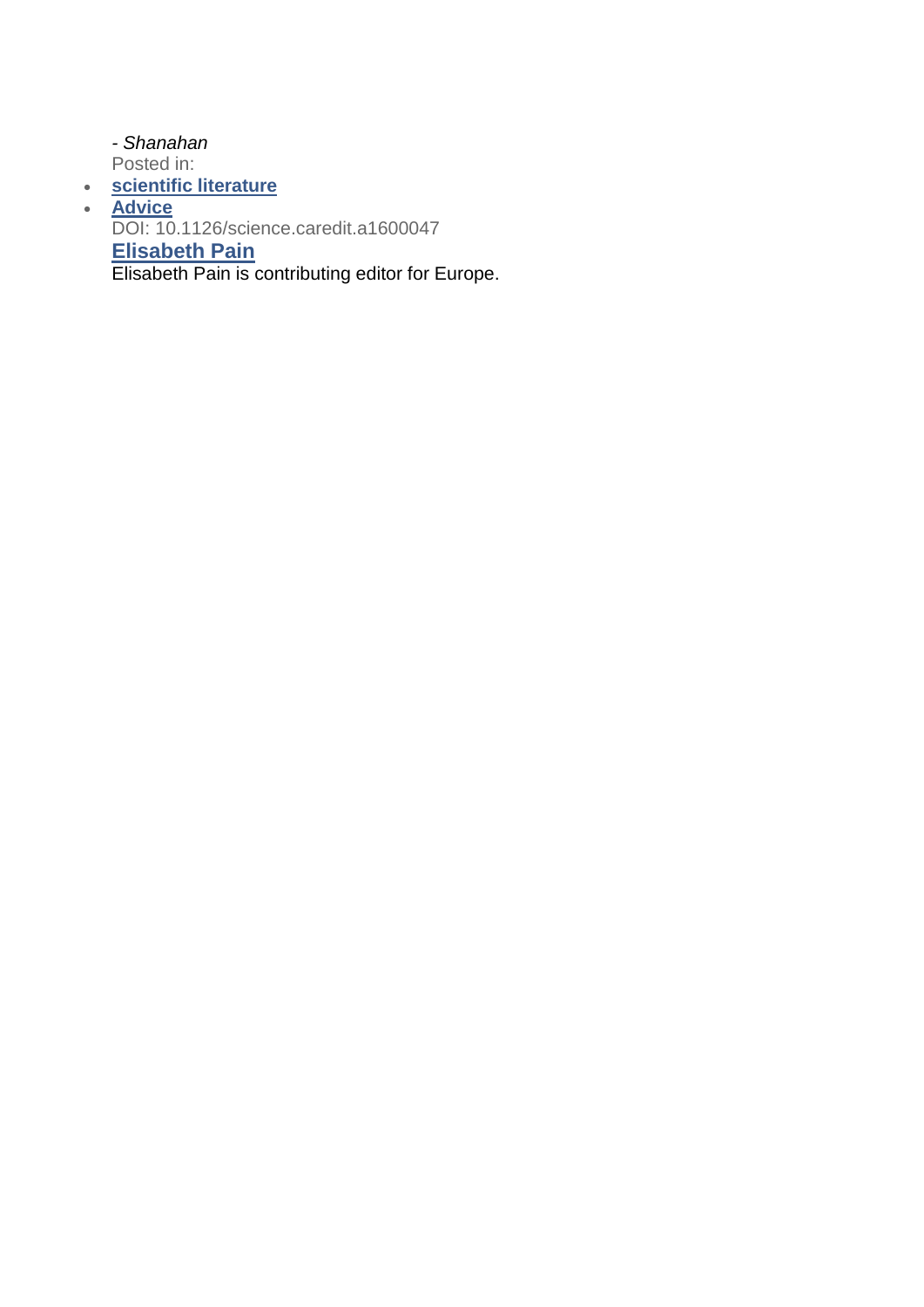*- Shanahan*

Posted in:

- **scientific literature**
- **Advice**

DOI: 10.1126/science.caredit.a1600047

**Elisabeth Pain**

Elisabeth Pain is contributing editor for Europe.